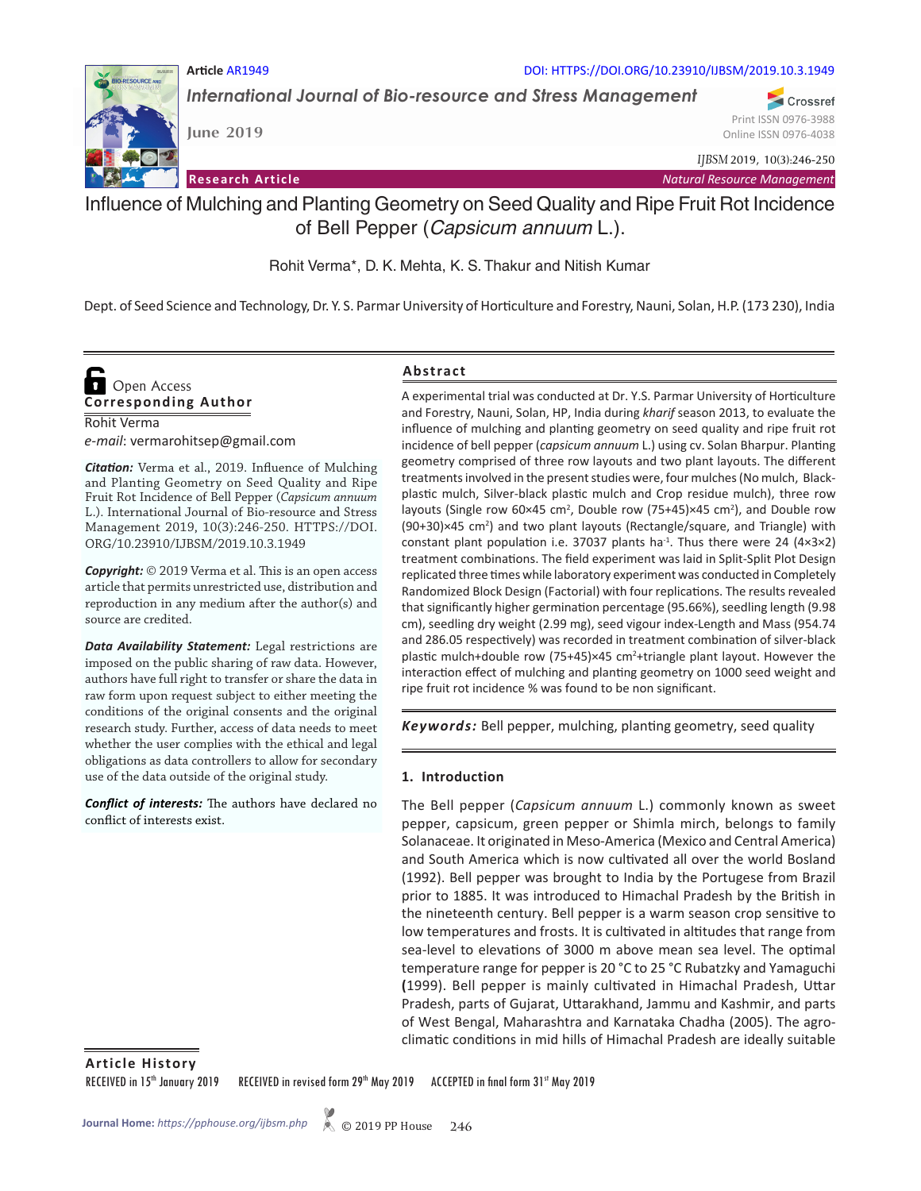Article AR1949

DOI: HTTPS://DOI.ORG/10.23910/IJBSM/2019.10.3.1949

*International Journal of Bio-resource and Stress Management*

June 2019

Print ISSN 0976-3988
Online ISSN 0976-4038

*IJBSM* 2019, 10(3):246-250

**Research Article** | *Natural Resource Management*

# Influence of Mulching and Planting Geometry on Seed Quality and Ripe Fruit Rot Incidence of Bell Pepper (*Capsicum annuum* L.).

Rohit Verma*, D. K. Mehta, K. S. Thakur and Nitish Kumar

Dept. of Seed Science and Technology, Dr. Y. S. Parmar University of Horticulture and Forestry, Nauni, Solan, H.P. (173 230), India

Open Access

**Corresponding Author**

Rohit Verma
*e-mail*: vermarohitsep@gmail.com

***Citation:*** Verma et al., 2019. Influence of Mulching and Planting Geometry on Seed Quality and Ripe Fruit Rot Incidence of Bell Pepper (*Capsicum annuum* L.). International Journal of Bio-resource and Stress Management 2019, 10(3):246-250. HTTPS://DOI.ORG/10.23910/IJBSM/2019.10.3.1949

***Copyright:*** © 2019 Verma et al. This is an open access article that permits unrestricted use, distribution and reproduction in any medium after the author(s) and source are credited.

***Data Availability Statement:*** Legal restrictions are imposed on the public sharing of raw data. However, authors have full right to transfer or share the data in raw form upon request subject to either meeting the conditions of the original consents and the original research study. Further, access of data needs to meet whether the user complies with the ethical and legal obligations as data controllers to allow for secondary use of the data outside of the original study.

***Conflict of interests:*** The authors have declared no conflict of interests exist.

## Abstract

A experimental trial was conducted at Dr. Y.S. Parmar University of Horticulture and Forestry, Nauni, Solan, HP, India during *kharif* season 2013, to evaluate the influence of mulching and planting geometry on seed quality and ripe fruit rot incidence of bell pepper (*capsicum annuum* L.) using cv. Solan Bharpur. Planting geometry comprised of three row layouts and two plant layouts. The different treatments involved in the present studies were, four mulches (No mulch, Black-plastic mulch, Silver-black plastic mulch and Crop residue mulch), three row layouts (Single row 60×45 $cm^2$, Double row (75+45)×45 $cm^2$), and Double row (90+30)×45 $cm^2$) and two plant layouts (Rectangle/square, and Triangle) with constant plant population i.e. 37037 plants $ha^{-1}$. Thus there were 24 (4×3×2) treatment combinations. The field experiment was laid in Split-Split Plot Design replicated three times while laboratory experiment was conducted in Completely Randomized Block Design (Factorial) with four replications. The results revealed that significantly higher germination percentage (95.66%), seedling length (9.98 cm), seedling dry weight (2.99 mg), seed vigour index-Length and Mass (954.74 and 286.05 respectively) was recorded in treatment combination of silver-black plastic mulch+double row (75+45)×45 $cm^2$+triangle plant layout. However the interaction effect of mulching and planting geometry on 1000 seed weight and ripe fruit rot incidence % was found to be non significant.

***Keywords:*** Bell pepper, mulching, planting geometry, seed quality

## 1. Introduction

The Bell pepper (*Capsicum annuum* L.) commonly known as sweet pepper, capsicum, green pepper or Shimla mirch, belongs to family Solanaceae. It originated in Meso-America (Mexico and Central America) and South America which is now cultivated all over the world Bosland (1992). Bell pepper was brought to India by the Portugese from Brazil prior to 1885. It was introduced to Himachal Pradesh by the British in the nineteenth century. Bell pepper is a warm season crop sensitive to low temperatures and frosts. It is cultivated in altitudes that range from sea-level to elevations of 3000 m above mean sea level. The optimal temperature range for pepper is 20 °C to 25 °C Rubatzky and Yamaguchi **(**1999). Bell pepper is mainly cultivated in Himachal Pradesh, Uttar Pradesh, parts of Gujarat, Uttarakhand, Jammu and Kashmir, and parts of West Bengal, Maharashtra and Karnataka Chadha (2005). The agro-climatic conditions in mid hills of Himachal Pradesh are ideally suitable

**Article History**

RECEIVED in 15th January 2019 RECEIVED in revised form 29th May 2019 ACCEPTED in final form 31st May 2019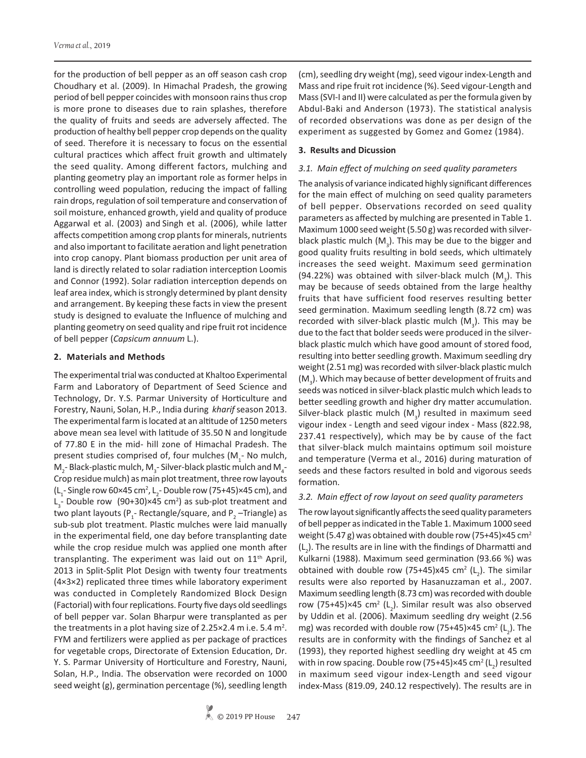for the production of bell pepper as an off season cash crop Choudhary et al. (2009). In Himachal Pradesh, the growing period of bell pepper coincides with monsoon rains thus crop is more prone to diseases due to rain splashes, therefore the quality of fruits and seeds are adversely affected. The production of healthy bell pepper crop depends on the quality of seed. Therefore it is necessary to focus on the essential cultural practices which affect fruit growth and ultimately the seed quality. Among different factors, mulching and planting geometry play an important role as former helps in controlling weed population, reducing the impact of falling rain drops, regulation of soil temperature and conservation of soil moisture, enhanced growth, yield and quality of produce Aggarwal et al. (2003) and Singh et al. (2006), while latter affects competition among crop plants for minerals, nutrients and also important to facilitate aeration and light penetration into crop canopy. Plant biomass production per unit area of land is directly related to solar radiation interception Loomis and Connor (1992). Solar radiation interception depends on leaf area index, which is strongly determined by plant density and arrangement. By keeping these facts in view the present study is designed to evaluate the Influence of mulching and planting geometry on seed quality and ripe fruit rot incidence of bell pepper (*Capsicum annuum* L.).

## 2. Materials and Methods

The experimental trial was conducted at Khaltoo Experimental Farm and Laboratory of Department of Seed Science and Technology, Dr. Y.S. Parmar University of Horticulture and Forestry, Nauni, Solan, H.P., India during *kharif* season 2013. The experimental farm is located at an altitude of 1250 meters above mean sea level with latitude of 35.50 N and longitude of 77.80 E in the mid- hill zone of Himachal Pradesh. The present studies comprised of, four mulches ($M_1$- No mulch, $M_2$- Black-plastic mulch, $M_3$- Silver-black plastic mulch and $M_4$- Crop residue mulch) as main plot treatment, three row layouts ($L_1$- Single row 60×45 cm$^2$, $L_2$- Double row (75+45)×45 cm), and $L_3$- Double row (90+30)×45 cm$^2$) as sub-plot treatment and two plant layouts ($P_1$- Rectangle/square, and $P_2$ –Triangle) as sub-sub plot treatment. Plastic mulches were laid manually in the experimental field, one day before transplanting date while the crop residue mulch was applied one month after transplanting. The experiment was laid out on 11$^{th}$ April, 2013 in Split-Split Plot Design with twenty four treatments (4×3×2) replicated three times while laboratory experiment was conducted in Completely Randomized Block Design (Factorial) with four replications. Fourty five days old seedlings of bell pepper var. Solan Bharpur were transplanted as per the treatments in a plot having size of 2.25×2.4 m i.e. 5.4 m$^2$. FYM and fertilizers were applied as per package of practices for vegetable crops, Directorate of Extension Education, Dr. Y. S. Parmar University of Horticulture and Forestry, Nauni, Solan, H.P., India. The observation were recorded on 1000 seed weight (g), germination percentage (%), seedling length (cm), seedling dry weight (mg), seed vigour index-Length and Mass and ripe fruit rot incidence (%). Seed vigour-Length and Mass (SVI-I and II) were calculated as per the formula given by Abdul-Baki and Anderson (1973). The statistical analysis of recorded observations was done as per design of the experiment as suggested by Gomez and Gomez (1984).

## 3. Results and Dicussion

### *3.1. Main effect of mulching on seed quality parameters*

The analysis of variance indicated highly significant differences for the main effect of mulching on seed quality parameters of bell pepper. Observations recorded on seed quality parameters as affected by mulching are presented in Table 1. Maximum 1000 seed weight (5.50 g) was recorded with silver-black plastic mulch ($M_3$). This may be due to the bigger and good quality fruits resulting in bold seeds, which ultimately increases the seed weight. Maximum seed germination (94.22%) was obtained with silver-black mulch ($M_3$). This may be because of seeds obtained from the large healthy fruits that have sufficient food reserves resulting better seed germination. Maximum seedling length (8.72 cm) was recorded with silver-black plastic mulch ($M_3$). This may be due to the fact that bolder seeds were produced in the silver-black plastic mulch which have good amount of stored food, resulting into better seedling growth. Maximum seedling dry weight (2.51 mg) was recorded with silver-black plastic mulch ($M_3$). Which may because of better development of fruits and seeds was noticed in silver-black plastic mulch which leads to better seedling growth and higher dry matter accumulation. Silver-black plastic mulch ($M_3$) resulted in maximum seed vigour index - Length and seed vigour index - Mass (822.98, 237.41 respectively), which may be by cause of the fact that silver-black mulch maintains optimum soil moisture and temperature (Verma et al., 2016) during maturation of seeds and these factors resulted in bold and vigorous seeds formation.

### *3.2. Main effect of row layout on seed quality parameters*

The row layout significantly affects the seed quality parameters of bell pepper as indicated in the Table 1. Maximum 1000 seed weight (5.47 g) was obtained with double row (75+45)×45 cm$^2$ ($L_2$). The results are in line with the findings of Dharmatti and Kulkarni (1988). Maximum seed germination (93.66 %) was obtained with double row (75+45)x45 cm$^2$ ($L_2$). The similar results were also reported by Hasanuzzaman et al., 2007. Maximum seedling length (8.73 cm) was recorded with double row (75+45)×45 cm$^2$ ($L_2$). Similar result was also observed by Uddin et al. (2006). Maximum seedling dry weight (2.56 mg) was recorded with double row (75+45)×45 cm$^2$ ($L_2$). The results are in conformity with the findings of Sanchez et al (1993), they reported highest seedling dry weight at 45 cm with in row spacing. Double row (75+45)×45 cm$^2$ ($L_2$) resulted in maximum seed vigour index-Length and seed vigour index-Mass (819.09, 240.12 respectively). The results are in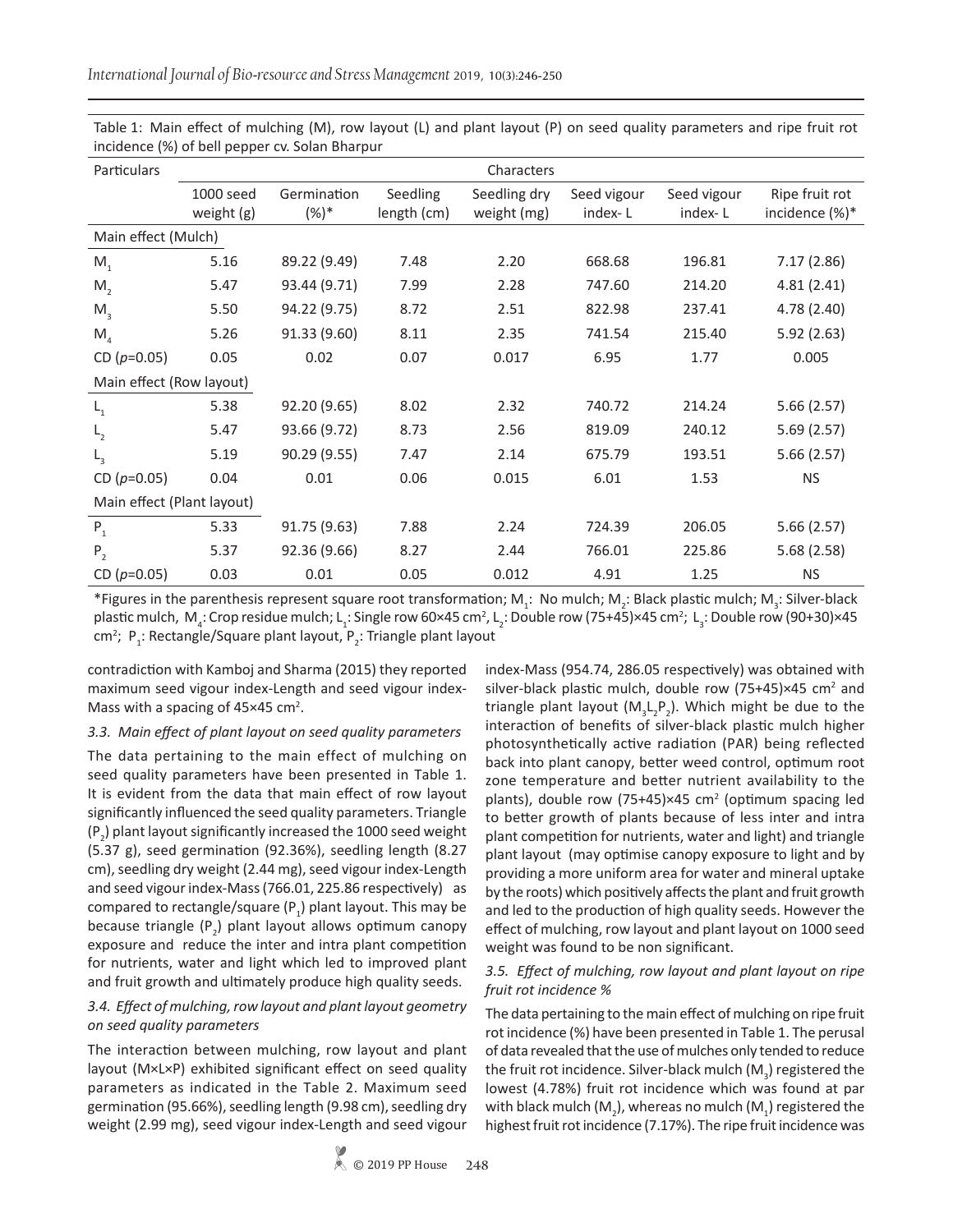Table 1: Main effect of mulching (M), row layout (L) and plant layout (P) on seed quality parameters and ripe fruit rot incidence (%) of bell pepper cv. Solan Bharpur

| Particulars | Characters | | | | | | |
|---|---|---|---|---|---|---|---|
| | 1000 seed weight (g) | Germination (%)* | Seedling length (cm) | Seedling dry weight (mg) | Seed vigour index- L | Seed vigour index- L | Ripe fruit rot incidence (%)* |
| Main effect (Mulch) | | | | | | | |
| $M_1$ | 5.16 | 89.22 (9.49) | 7.48 | 2.20 | 668.68 | 196.81 | 7.17 (2.86) |
| $M_2$ | 5.47 | 93.44 (9.71) | 7.99 | 2.28 | 747.60 | 214.20 | 4.81 (2.41) |
| $M_3$ | 5.50 | 94.22 (9.75) | 8.72 | 2.51 | 822.98 | 237.41 | 4.78 (2.40) |
| $M_4$ | 5.26 | 91.33 (9.60) | 8.11 | 2.35 | 741.54 | 215.40 | 5.92 (2.63) |
| CD ($p$=0.05) | 0.05 | 0.02 | 0.07 | 0.017 | 6.95 | 1.77 | 0.005 |
| Main effect (Row layout) | | | | | | | |
| $L_1$ | 5.38 | 92.20 (9.65) | 8.02 | 2.32 | 740.72 | 214.24 | 5.66 (2.57) |
| $L_2$ | 5.47 | 93.66 (9.72) | 8.73 | 2.56 | 819.09 | 240.12 | 5.69 (2.57) |
| $L_3$ | 5.19 | 90.29 (9.55) | 7.47 | 2.14 | 675.79 | 193.51 | 5.66 (2.57) |
| CD ($p$=0.05) | 0.04 | 0.01 | 0.06 | 0.015 | 6.01 | 1.53 | NS |
| Main effect (Plant layout) | | | | | | | |
| $P_1$ | 5.33 | 91.75 (9.63) | 7.88 | 2.24 | 724.39 | 206.05 | 5.66 (2.57) |
| $P_2$ | 5.37 | 92.36 (9.66) | 8.27 | 2.44 | 766.01 | 225.86 | 5.68 (2.58) |
| CD ($p$=0.05) | 0.03 | 0.01 | 0.05 | 0.012 | 4.91 | 1.25 | NS |

*Figures in the parenthesis represent square root transformation; $M_1$: No mulch; $M_2$: Black plastic mulch; $M_3$: Silver-black plastic mulch, $M_4$: Crop residue mulch; $L_1$: Single row 60×45 cm$^2$, $L_2$: Double row (75+45)×45 cm$^2$; $L_3$: Double row (90+30)×45 cm$^2$; $P_1$: Rectangle/Square plant layout, $P_2$: Triangle plant layout

contradiction with Kamboj and Sharma (2015) they reported maximum seed vigour index-Length and seed vigour index-Mass with a spacing of 45×45 cm$^2$.

### *3.3. Main effect of plant layout on seed quality parameters*

The data pertaining to the main effect of mulching on seed quality parameters have been presented in Table 1. It is evident from the data that main effect of row layout significantly influenced the seed quality parameters. Triangle ($P_2$) plant layout significantly increased the 1000 seed weight (5.37 g), seed germination (92.36%), seedling length (8.27 cm), seedling dry weight (2.44 mg), seed vigour index-Length and seed vigour index-Mass (766.01, 225.86 respectively) as compared to rectangle/square ($P_1$) plant layout. This may be because triangle ($P_2$) plant layout allows optimum canopy exposure and reduce the inter and intra plant competition for nutrients, water and light which led to improved plant and fruit growth and ultimately produce high quality seeds.

### *3.4. Effect of mulching, row layout and plant layout geometry on seed quality parameters*

The interaction between mulching, row layout and plant layout (M×L×P) exhibited significant effect on seed quality parameters as indicated in the Table 2. Maximum seed germination (95.66%), seedling length (9.98 cm), seedling dry weight (2.99 mg), seed vigour index-Length and seed vigour index-Mass (954.74, 286.05 respectively) was obtained with silver-black plastic mulch, double row (75+45)×45 cm$^2$ and triangle plant layout ($M_3L_2P_2$). Which might be due to the interaction of benefits of silver-black plastic mulch higher photosynthetically active radiation (PAR) being reflected back into plant canopy, better weed control, optimum root zone temperature and better nutrient availability to the plants), double row (75+45)×45 cm$^2$ (optimum spacing led to better growth of plants because of less inter and intra plant competition for nutrients, water and light) and triangle plant layout (may optimise canopy exposure to light and by providing a more uniform area for water and mineral uptake by the roots) which positively affects the plant and fruit growth and led to the production of high quality seeds. However the effect of mulching, row layout and plant layout on 1000 seed weight was found to be non significant.

### *3.5. Effect of mulching, row layout and plant layout on ripe fruit rot incidence %*

The data pertaining to the main effect of mulching on ripe fruit rot incidence (%) have been presented in Table 1. The perusal of data revealed that the use of mulches only tended to reduce the fruit rot incidence. Silver-black mulch ($M_3$) registered the lowest (4.78%) fruit rot incidence which was found at par with black mulch ($M_2$), whereas no mulch ($M_1$) registered the highest fruit rot incidence (7.17%). The ripe fruit incidence was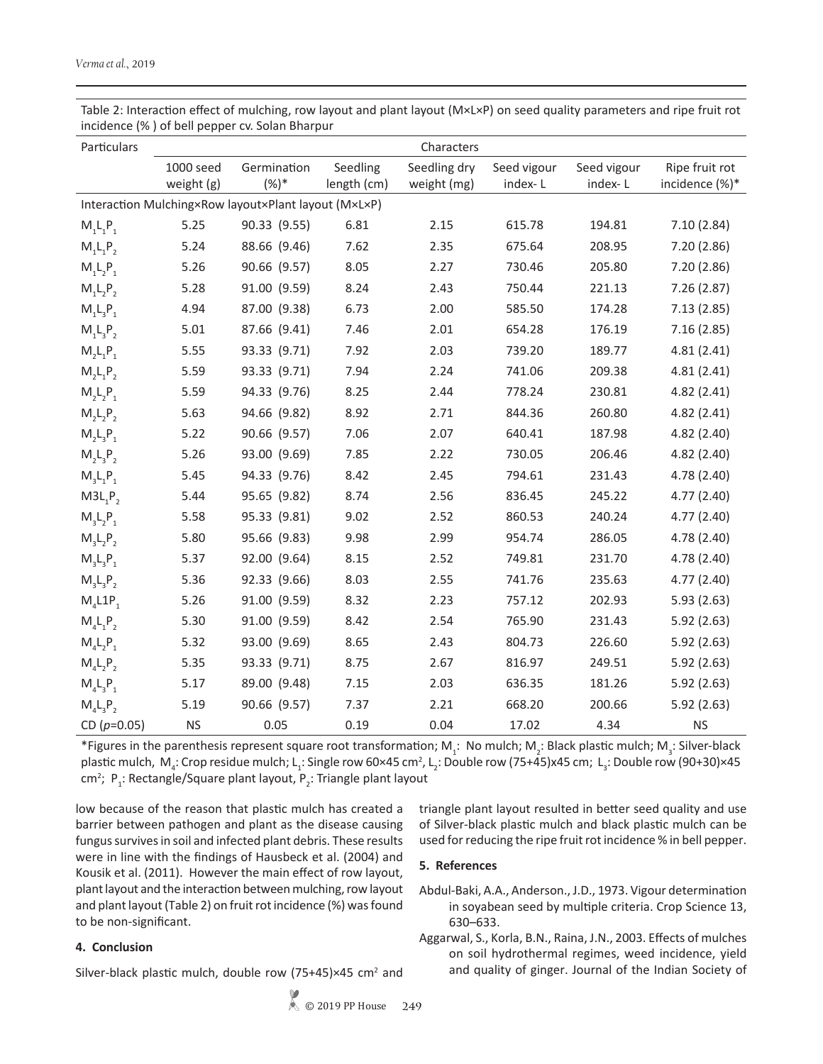Table 2: Interaction effect of mulching, row layout and plant layout (M×L×P) on seed quality parameters and ripe fruit rot incidence (% ) of bell pepper cv. Solan Bharpur

| Particulars | Characters | | | | | | |
|---|---|---|---|---|---|---|---|
| | 1000 seed weight (g) | Germination (%)* | Seedling length (cm) | Seedling dry weight (mg) | Seed vigour index- L | Seed vigour index- L | Ripe fruit rot incidence (%)* |
| Interaction Mulching×Row layout×Plant layout (M×L×P) | | | | | | | |
| $M_1L_1P_1$ | 5.25 | 90.33 (9.55) | 6.81 | 2.15 | 615.78 | 194.81 | 7.10 (2.84) |
| $M_1L_1P_2$ | 5.24 | 88.66 (9.46) | 7.62 | 2.35 | 675.64 | 208.95 | 7.20 (2.86) |
| $M_1L_2P_1$ | 5.26 | 90.66 (9.57) | 8.05 | 2.27 | 730.46 | 205.80 | 7.20 (2.86) |
| $M_1L_2P_2$ | 5.28 | 91.00 (9.59) | 8.24 | 2.43 | 750.44 | 221.13 | 7.26 (2.87) |
| $M_1L_3P_1$ | 4.94 | 87.00 (9.38) | 6.73 | 2.00 | 585.50 | 174.28 | 7.13 (2.85) |
| $M_1L_3P_2$ | 5.01 | 87.66 (9.41) | 7.46 | 2.01 | 654.28 | 176.19 | 7.16 (2.85) |
| $M_2L_1P_1$ | 5.55 | 93.33 (9.71) | 7.92 | 2.03 | 739.20 | 189.77 | 4.81 (2.41) |
| $M_2L_1P_2$ | 5.59 | 93.33 (9.71) | 7.94 | 2.24 | 741.06 | 209.38 | 4.81 (2.41) |
| $M_2L_2P_1$ | 5.59 | 94.33 (9.76) | 8.25 | 2.44 | 778.24 | 230.81 | 4.82 (2.41) |
| $M_2L_2P_2$ | 5.63 | 94.66 (9.82) | 8.92 | 2.71 | 844.36 | 260.80 | 4.82 (2.41) |
| $M_2L_3P_1$ | 5.22 | 90.66 (9.57) | 7.06 | 2.07 | 640.41 | 187.98 | 4.82 (2.40) |
| $M_2L_3P_2$ | 5.26 | 93.00 (9.69) | 7.85 | 2.22 | 730.05 | 206.46 | 4.82 (2.40) |
| $M_3L_1P_1$ | 5.45 | 94.33 (9.76) | 8.42 | 2.45 | 794.61 | 231.43 | 4.78 (2.40) |
| $M3L_1P_2$ | 5.44 | 95.65 (9.82) | 8.74 | 2.56 | 836.45 | 245.22 | 4.77 (2.40) |
| $M_3L_2P_1$ | 5.58 | 95.33 (9.81) | 9.02 | 2.52 | 860.53 | 240.24 | 4.77 (2.40) |
| $M_3L_2P_2$ | 5.80 | 95.66 (9.83) | 9.98 | 2.99 | 954.74 | 286.05 | 4.78 (2.40) |
| $M_3L_3P_1$ | 5.37 | 92.00 (9.64) | 8.15 | 2.52 | 749.81 | 231.70 | 4.78 (2.40) |
| $M_3L_3P_2$ | 5.36 | 92.33 (9.66) | 8.03 | 2.55 | 741.76 | 235.63 | 4.77 (2.40) |
| $M_4L1P_1$ | 5.26 | 91.00 (9.59) | 8.32 | 2.23 | 757.12 | 202.93 | 5.93 (2.63) |
| $M_4L_1P_2$ | 5.30 | 91.00 (9.59) | 8.42 | 2.54 | 765.90 | 231.43 | 5.92 (2.63) |
| $M_4L_2P_1$ | 5.32 | 93.00 (9.69) | 8.65 | 2.43 | 804.73 | 226.60 | 5.92 (2.63) |
| $M_4L_2P_2$ | 5.35 | 93.33 (9.71) | 8.75 | 2.67 | 816.97 | 249.51 | 5.92 (2.63) |
| $M_4L_3P_1$ | 5.17 | 89.00 (9.48) | 7.15 | 2.03 | 636.35 | 181.26 | 5.92 (2.63) |
| $M_4L_3P_2$ | 5.19 | 90.66 (9.57) | 7.37 | 2.21 | 668.20 | 200.66 | 5.92 (2.63) |
| CD ($p$=0.05) | NS | 0.05 | 0.19 | 0.04 | 17.02 | 4.34 | NS |

*Figures in the parenthesis represent square root transformation; $M_1$: No mulch; $M_2$: Black plastic mulch; $M_3$: Silver-black plastic mulch, $M_4$: Crop residue mulch; $L_1$: Single row 60×45 cm$^2$, $L_2$: Double row (75+45)x45 cm; $L_3$: Double row (90+30)×45 cm$^2$; $P_1$: Rectangle/Square plant layout, $P_2$: Triangle plant layout

low because of the reason that plastic mulch has created a barrier between pathogen and plant as the disease causing fungus survives in soil and infected plant debris. These results were in line with the findings of Hausbeck et al. (2004) and Kousik et al. (2011). However the main effect of row layout, plant layout and the interaction between mulching, row layout and plant layout (Table 2) on fruit rot incidence (%) was found to be non-significant.

#### 4. Conclusion

Silver-black plastic mulch, double row (75+45)×45 cm$^2$ and triangle plant layout resulted in better seed quality and use of Silver-black plastic mulch and black plastic mulch can be used for reducing the ripe fruit rot incidence % in bell pepper.

#### 5. References

Abdul-Baki, A.A., Anderson., J.D., 1973. Vigour determination in soyabean seed by multiple criteria. Crop Science 13, 630–633.

Aggarwal, S., Korla, B.N., Raina, J.N., 2003. Effects of mulches on soil hydrothermal regimes, weed incidence, yield and quality of ginger. Journal of the Indian Society of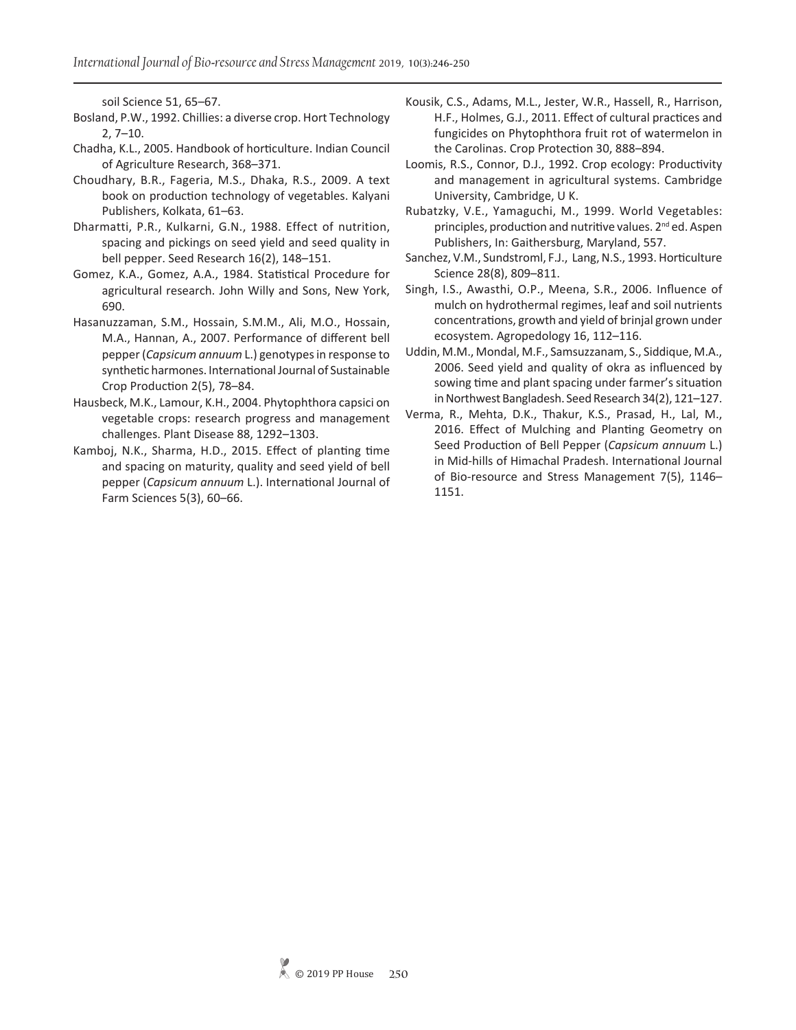soil Science 51, 65–67.

Bosland, P.W., 1992. Chillies: a diverse crop. Hort Technology 2, 7–10.

Chadha, K.L., 2005. Handbook of horticulture. Indian Council of Agriculture Research, 368–371.

Choudhary, B.R., Fageria, M.S., Dhaka, R.S., 2009. A text book on production technology of vegetables. Kalyani Publishers, Kolkata, 61–63.

Dharmatti, P.R., Kulkarni, G.N., 1988. Effect of nutrition, spacing and pickings on seed yield and seed quality in bell pepper. Seed Research 16(2), 148–151.

Gomez, K.A., Gomez, A.A., 1984. Statistical Procedure for agricultural research. John Willy and Sons, New York, 690.

Hasanuzzaman, S.M., Hossain, S.M.M., Ali, M.O., Hossain, M.A., Hannan, A., 2007. Performance of different bell pepper (*Capsicum annuum* L.) genotypes in response to synthetic harmones. International Journal of Sustainable Crop Production 2(5), 78–84.

Hausbeck, M.K., Lamour, K.H., 2004. Phytophthora capsici on vegetable crops: research progress and management challenges. Plant Disease 88, 1292–1303.

Kamboj, N.K., Sharma, H.D., 2015. Effect of planting time and spacing on maturity, quality and seed yield of bell pepper (*Capsicum annuum* L.). International Journal of Farm Sciences 5(3), 60–66.

Kousik, C.S., Adams, M.L., Jester, W.R., Hassell, R., Harrison, H.F., Holmes, G.J., 2011. Effect of cultural practices and fungicides on Phytophthora fruit rot of watermelon in the Carolinas. Crop Protection 30, 888–894.

Loomis, R.S., Connor, D.J., 1992. Crop ecology: Productivity and management in agricultural systems. Cambridge University, Cambridge, U K.

Rubatzky, V.E., Yamaguchi, M., 1999. World Vegetables: principles, production and nutritive values. 2nd ed. Aspen Publishers, In: Gaithersburg, Maryland, 557.

Sanchez, V.M., Sundstroml, F.J., Lang, N.S., 1993. Horticulture Science 28(8), 809–811.

Singh, I.S., Awasthi, O.P., Meena, S.R., 2006. Influence of mulch on hydrothermal regimes, leaf and soil nutrients concentrations, growth and yield of brinjal grown under ecosystem. Agropedology 16, 112–116.

Uddin, M.M., Mondal, M.F., Samsuzzanam, S., Siddique, M.A., 2006. Seed yield and quality of okra as influenced by sowing time and plant spacing under farmer's situation in Northwest Bangladesh. Seed Research 34(2), 121–127.

Verma, R., Mehta, D.K., Thakur, K.S., Prasad, H., Lal, M., 2016. Effect of Mulching and Planting Geometry on Seed Production of Bell Pepper (*Capsicum annuum* L.) in Mid-hills of Himachal Pradesh. International Journal of Bio-resource and Stress Management 7(5), 1146–1151.